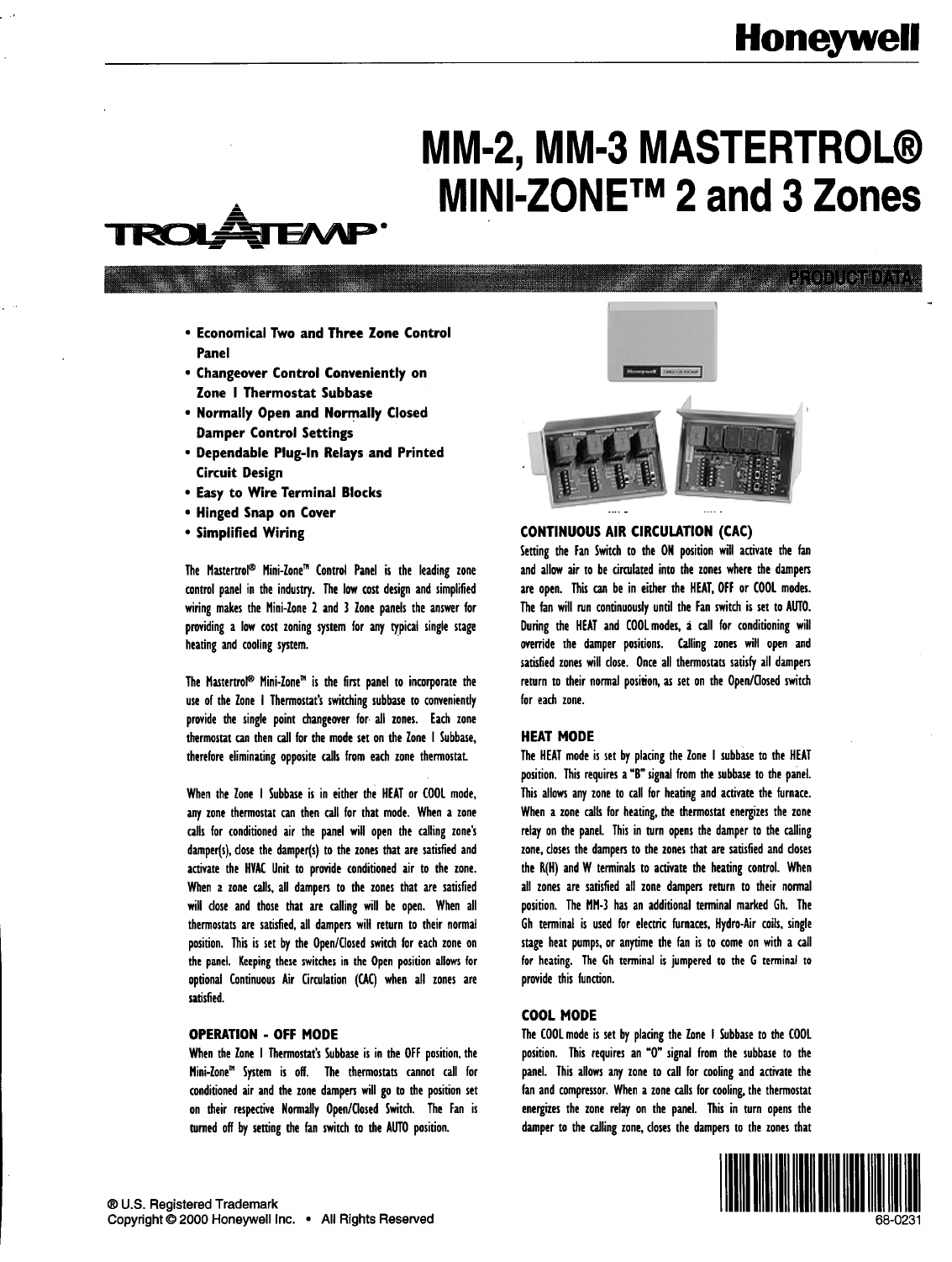# MM-2, MM-3 MASTERTROL® MINI-ZONE™ 2 and 3 Zones

TROL-A-TEMP®

PRODUCT DATA

- **Economical Two and Three Zone Control Panel**
- **Changeover Control Conveniently on Zone I Thermostat Subbase**
- **Normally Open and Normally Closed Damper Control Settings**
- **Dependable Plug-In Relays and Printed Circuit Design**
- **Easy to Wire Terminal Blocks**
- **Hinged Snap on Cover**
- **Simplified Wiring**

The Mastertrol® Mini-Zone™ Control Panel is the leading zone control panel in the industry. The low cost design and simplified wiring makes the Mini-Zone 2 and 3 Zone panels the answer for providing a low cost zoning system for any typical single stage heating and cooling system.

The Mastertrol® Mini-Zone™ is the first panel to incorporate the use of the Zone I Thermostat's switching subbase to conveniently provide the single point changeover for all zones. Each zone thermostat can then call for the mode set on the Zone I Subbase, therefore eliminating opposite calls from each zone thermostat.

When the Zone I Subbase is in either the HEAT or COOL mode, any zone thermostat can then call for that mode. When a zone calls for conditioned air the panel will open the calling zone's damper(s), close the damper(s) to the zones that are satisfied and activate the HVAC Unit to provide conditioned air to the zone. When a zone calls, all dampers to the zones that are satisfied will close and those that are calling will be open. When all thermostats are satisfied, all dampers will return to their normal position. This is set by the Open/Closed switch for each zone on the panel. Keeping these switches in the Open position allows for optional Continuous Air Circulation (CAC) when all zones are satisfied.

## OPERATION - OFF MODE

When the Zone I Thermostat's Subbase is in the OFF position, the Mini-Zone™ System is off. The thermostats cannot call for conditioned air and the zone dampers will go to the position set on their respective Normally Open/Closed Switch. The Fan is turned off by setting the fan switch to the AUTO position.

## CONTINUOUS AIR CIRCULATION (CAC)

Setting the Fan Switch to the ON position will activate the fan and allow air to be circulated into the zones where the dampers are open. This can be in either the HEAT, OFF or COOL modes. The fan will run continuously until the Fan switch is set to AUTO. During the HEAT and COOL modes, a call for conditioning will override the damper positions. Calling zones will open and satisfied zones will close. Once all thermostats satisfy all dampers return to their normal position, as set on the Open/Closed switch for each zone.

## HEAT MODE

The HEAT mode is set by placing the Zone I subbase to the HEAT position. This requires a "B" signal from the subbase to the panel. This allows any zone to call for heating and activate the furnace. When a zone calls for heating, the thermostat energizes the zone relay on the panel. This in turn opens the damper to the calling zone, closes the dampers to the zones that are satisfied and closes the R(H) and W terminals to activate the heating control. When all zones are satisfied all zone dampers return to their normal position. The MM-3 has an additional terminal marked Gh. The Gh terminal is used for electric furnaces, Hydro-Air coils, single stage heat pumps, or anytime the fan is to come on with a call for heating. The Gh terminal is jumpered to the G terminal to provide this function.

## COOL MODE

The COOL mode is set by placing the Zone I Subbase to the COOL position. This requires an "O" signal from the subbase to the panel. This allows any zone to call for cooling and activate the fan and compressor. When a zone calls for cooling, the thermostat energizes the zone relay on the panel. This in turn opens the damper to the calling zone, closes the dampers to the zones that

® U.S. Registered Trademark
Copyright © 2000 Honeywell Inc. • All Rights Reserved

68-0231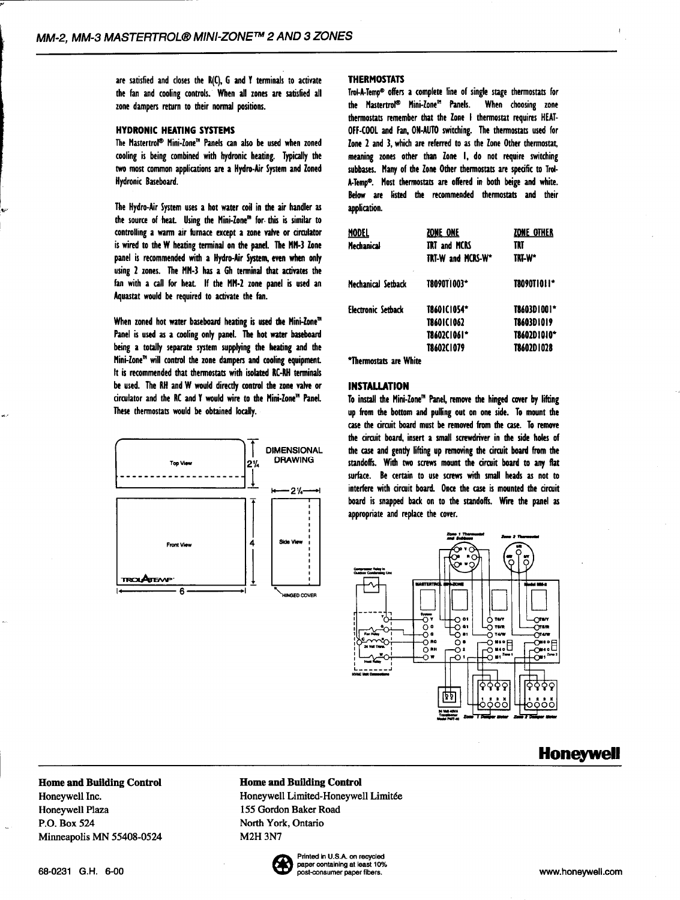are satisfied and closes the R(C), G and Y terminals to activate the fan and cooling controls. When all zones are satisfied all zone dampers return to their normal positions.

### HYDRONIC HEATING SYSTEMS

The Mastertrol® Mini-Zone™ Panels can also be used when zoned cooling is being combined with hydronic heating. Typically the two most common applications are a Hydro-Air System and Zoned Hydronic Baseboard.

The Hydro-Air System uses a hot water coil in the air handler as the source of heat. Using the Mini-Zone™ for this is similar to controlling a warm air furnace except a zone valve or circulator is wired to the W heating terminal on the panel. The MM-3 Zone panel is recommended with a Hydro-Air System, even when only using 2 zones. The MM-3 has a Gh terminal that activates the fan with a call for heat. If the MM-2 zone panel is used an Aquastat would be required to activate the fan.

When zoned hot water baseboard heating is used the Mini-Zone™ Panel is used as a cooling only panel. The hot water baseboard being a totally separate system supplying the heating and the Mini-Zone™ will control the zone dampers and cooling equipment. It is recommended that thermostats with isolated RC-RH terminals be used. The RH and W would directly control the zone valve or circulator and the RC and Y would wire to the Mini-Zone™ Panel. These thermostats would be obtained locally.

DIMENSIONAL DRAWING

Top View

2¼

2¼

Front View

4

Side View

TROL-A-TEMP

6

HINGED COVER

### THERMOSTATS

Trol-A-Temp® offers a complete line of single stage thermostats for the Mastertrol® Mini-Zone™ Panels. When choosing zone thermostats remember that the Zone 1 thermostat requires HEAT-OFF-COOL and Fan, ON-AUTO switching. The thermostats used for Zone 2 and 3, which are referred to as the Zone Other thermostat, meaning zones other than Zone 1, do not require switching subbases. Many of the Zone Other thermostats are specific to Trol-A-Temp®. Most thermostats are offered in both beige and white. Below are listed the recommended thermostats and their application.

| MODEL | ZONE ONE | ZONE OTHER |
|---|---|---|
| Mechanical | TRT and MCRS | TRT |
| | TRT-W and MCRS-W* | TRT-W* |
| Mechanical Setback | T8090T1003* | T8090T1011* |
| Electronic Setback | T8601C1054* | T8603D1001* |
| | T8601C1062 | T8603D1019 |
| | T8602C1061* | T8602D1010* |
| | T8602C1079 | T8602D1028 |

*Thermostats are White

### INSTALLATION

To install the Mini-Zone™ Panel, remove the hinged cover by lifting up from the bottom and pulling out on one side. To mount the case the circuit board must be removed from the case. To remove the circuit board, insert a small screwdriver in the side holes of the case and gently lifting up removing the circuit board from the standoffs. With two screws mount the circuit board to any flat surface. Be certain to use screws with small heads as not to interfere with circuit board. Once the case is mounted the circuit board is snapped back on to the standoffs. Wire the panel as appropriate and replace the cover.

Zone 1 Thermostat and Subbase

Zone 2 Thermostat

Compressor Relay in Outdoor Condensing Unit

MASTERTROL MINI-ZONE

Model MM-2

Fan Relay

24 Volt Trans.

Heat Relay

HVAC Unit Connections

24 Volt 40VA Transformer Model PAT-40

Zone 1 Damper Motor

Zone 2 Damper Motor

## Honeywell

**Home and Building Control**
Honeywell Inc.
Honeywell Plaza
P.O. Box 524
Minneapolis MN 55408-0524

**Home and Building Control**
Honeywell Limited-Honeywell Limitée
155 Gordon Baker Road
North York, Ontario
M2H 3N7

68-0231 G.H. 6-00

Printed in U.S.A. on recycled paper containing at least 10% post-consumer paper fibers.

www.honeywell.com